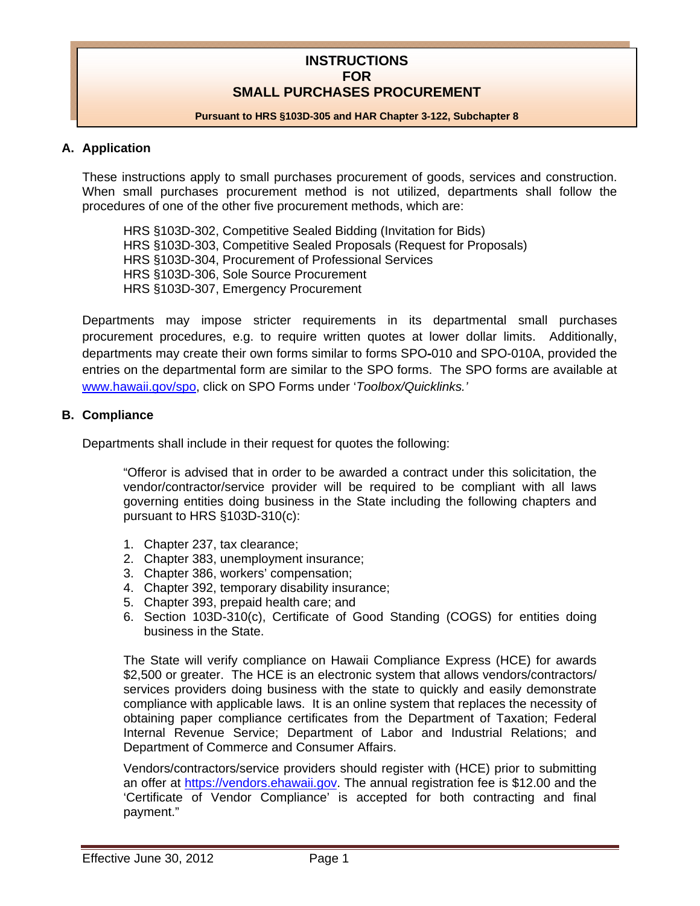# INSTRUCTIONS FOR SMALL PURCHASES PROCUREMENT

**Pursuant to HRS §103D-305 and HAR Chapter 3-122, Subchapter 8**

## A. Application

These instructions apply to small purchases procurement of goods, services and construction. When small purchases procurement method is not utilized, departments shall follow the procedures of one of the other five procurement methods, which are:

HRS §103D-302, Competitive Sealed Bidding (Invitation for Bids)
HRS §103D-303, Competitive Sealed Proposals (Request for Proposals)
HRS §103D-304, Procurement of Professional Services
HRS §103D-306, Sole Source Procurement
HRS §103D-307, Emergency Procurement

Departments may impose stricter requirements in its departmental small purchases procurement procedures, e.g. to require written quotes at lower dollar limits. Additionally, departments may create their own forms similar to forms SPO-010 and SPO-010A, provided the entries on the departmental form are similar to the SPO forms. The SPO forms are available at www.hawaii.gov/spo, click on SPO Forms under '*Toolbox/Quicklinks.'*

## B. Compliance

Departments shall include in their request for quotes the following:

"Offeror is advised that in order to be awarded a contract under this solicitation, the vendor/contractor/service provider will be required to be compliant with all laws governing entities doing business in the State including the following chapters and pursuant to HRS §103D-310(c):

1. Chapter 237, tax clearance;
2. Chapter 383, unemployment insurance;
3. Chapter 386, workers' compensation;
4. Chapter 392, temporary disability insurance;
5. Chapter 393, prepaid health care; and
6. Section 103D-310(c), Certificate of Good Standing (COGS) for entities doing business in the State.

The State will verify compliance on Hawaii Compliance Express (HCE) for awards $2,500 or greater. The HCE is an electronic system that allows vendors/contractors/services providers doing business with the state to quickly and easily demonstrate compliance with applicable laws. It is an online system that replaces the necessity of obtaining paper compliance certificates from the Department of Taxation; Federal Internal Revenue Service; Department of Labor and Industrial Relations; and Department of Commerce and Consumer Affairs.

Vendors/contractors/service providers should register with (HCE) prior to submitting an offer at https://vendors.ehawaii.gov. The annual registration fee is $12.00 and the 'Certificate of Vendor Compliance' is accepted for both contracting and final payment."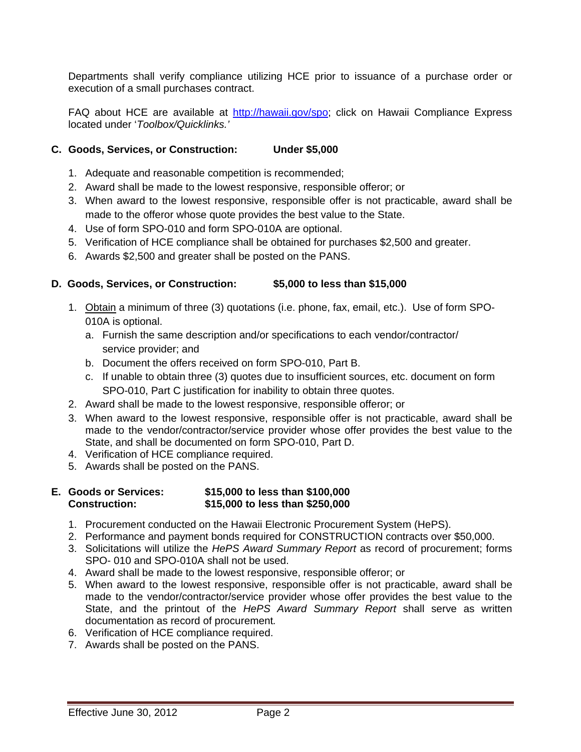Departments shall verify compliance utilizing HCE prior to issuance of a purchase order or execution of a small purchases contract.

FAQ about HCE are available at [http://hawaii.gov/spo](http://hawaii.gov/spo); click on Hawaii Compliance Express located under '*Toolbox/Quicklinks.'*

### C. Goods, Services, or Construction: Under $5,000

1. Adequate and reasonable competition is recommended;
2. Award shall be made to the lowest responsive, responsible offeror; or
3. When award to the lowest responsive, responsible offer is not practicable, award shall be made to the offeror whose quote provides the best value to the State.
4. Use of form SPO-010 and form SPO-010A are optional.
5. Verification of HCE compliance shall be obtained for purchases $2,500 and greater.
6. Awards $2,500 and greater shall be posted on the PANS.

### D. Goods, Services, or Construction: $5,000 to less than $15,000

1. <u>Obtain</u> a minimum of three (3) quotations (i.e. phone, fax, email, etc.). Use of form SPO-010A is optional.
   a. Furnish the same description and/or specifications to each vendor/contractor/ service provider; and
   b. Document the offers received on form SPO-010, Part B.
   c. If unable to obtain three (3) quotes due to insufficient sources, etc. document on form SPO-010, Part C justification for inability to obtain three quotes.
2. Award shall be made to the lowest responsive, responsible offeror; or
3. When award to the lowest responsive, responsible offer is not practicable, award shall be made to the vendor/contractor/service provider whose offer provides the best value to the State, and shall be documented on form SPO-010, Part D.
4. Verification of HCE compliance required.
5. Awards shall be posted on the PANS.

### E. Goods or Services: $15,000 to less than $100,000
### Construction: $15,000 to less than $250,000

1. Procurement conducted on the Hawaii Electronic Procurement System (HePS).
2. Performance and payment bonds required for CONSTRUCTION contracts over $50,000.
3. Solicitations will utilize the *HePS Award Summary Report* as record of procurement; forms SPO- 010 and SPO-010A shall not be used.
4. Award shall be made to the lowest responsive, responsible offeror; or
5. When award to the lowest responsive, responsible offer is not practicable, award shall be made to the vendor/contractor/service provider whose offer provides the best value to the State, and the printout of the *HePS Award Summary Report* shall serve as written documentation as record of procurement.
6. Verification of HCE compliance required.
7. Awards shall be posted on the PANS.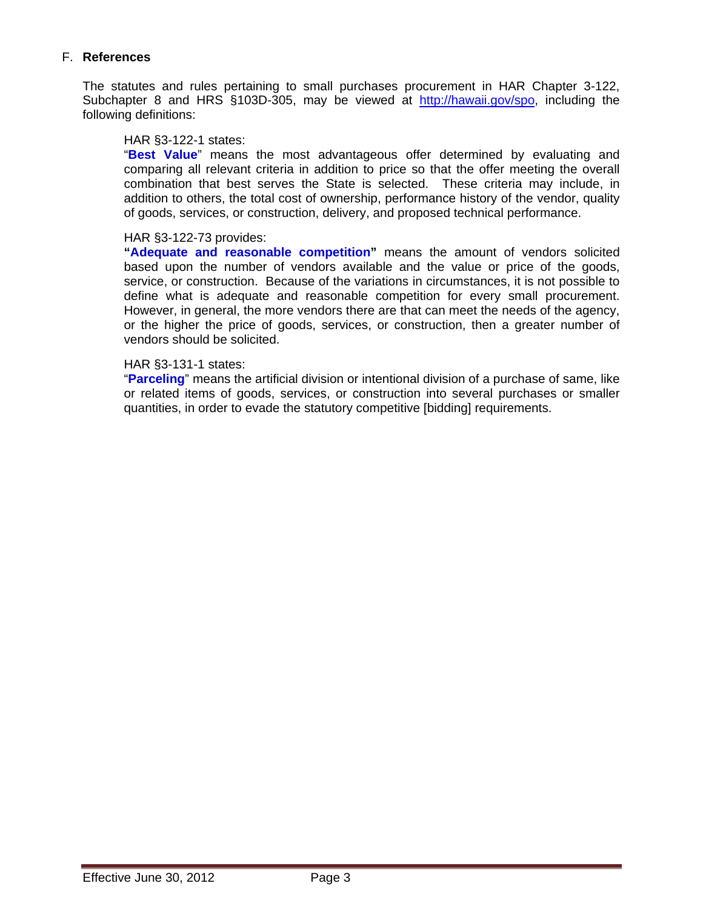## F. **References**

The statutes and rules pertaining to small purchases procurement in HAR Chapter 3-122, Subchapter 8 and HRS §103D-305, may be viewed at [http://hawaii.gov/spo](http://hawaii.gov/spo), including the following definitions:

> HAR §3-122-1 states:
> "**Best Value**" means the most advantageous offer determined by evaluating and comparing all relevant criteria in addition to price so that the offer meeting the overall combination that best serves the State is selected. These criteria may include, in addition to others, the total cost of ownership, performance history of the vendor, quality of goods, services, or construction, delivery, and proposed technical performance.
>
> HAR §3-122-73 provides:
> **"Adequate and reasonable competition"** means the amount of vendors solicited based upon the number of vendors available and the value or price of the goods, service, or construction. Because of the variations in circumstances, it is not possible to define what is adequate and reasonable competition for every small procurement. However, in general, the more vendors there are that can meet the needs of the agency, or the higher the price of goods, services, or construction, then a greater number of vendors should be solicited.
>
> HAR §3-131-1 states:
> "**Parceling**" means the artificial division or intentional division of a purchase of same, like or related items of goods, services, or construction into several purchases or smaller quantities, in order to evade the statutory competitive [bidding] requirements.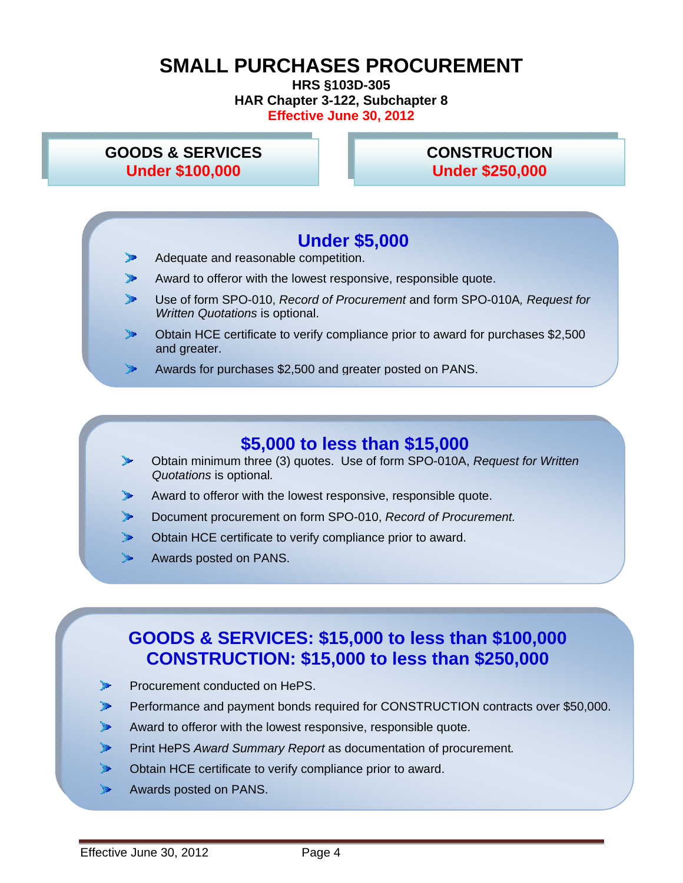# SMALL PURCHASES PROCUREMENT

**HRS §103D-305**
**HAR Chapter 3-122, Subchapter 8**
**Effective June 30, 2012**

**GOODS & SERVICES**
**Under $100,000**

**CONSTRUCTION**
**Under $250,000**

## Under $5,000

- Adequate and reasonable competition.
- Award to offeror with the lowest responsive, responsible quote.
- Use of form SPO-010, *Record of Procurement* and form SPO-010A*, Request for Written Quotations* is optional.
- Obtain HCE certificate to verify compliance prior to award for purchases $2,500 and greater.
- Awards for purchases $2,500 and greater posted on PANS.

## $5,000 to less than $15,000

- Obtain minimum three (3) quotes. Use of form SPO-010A, *Request for Written Quotations* is optional*.*
- Award to offeror with the lowest responsive, responsible quote.
- Document procurement on form SPO-010, *Record of Procurement.*
- Obtain HCE certificate to verify compliance prior to award.
- Awards posted on PANS.

## GOODS & SERVICES: $15,000 to less than $100,000 CONSTRUCTION: $15,000 to less than $250,000

- Procurement conducted on HePS.
- Performance and payment bonds required for CONSTRUCTION contracts over $50,000.
- Award to offeror with the lowest responsive, responsible quote.
- Print HePS *Award Summary Report* as documentation of procurement*.*
- Obtain HCE certificate to verify compliance prior to award.
- Awards posted on PANS.